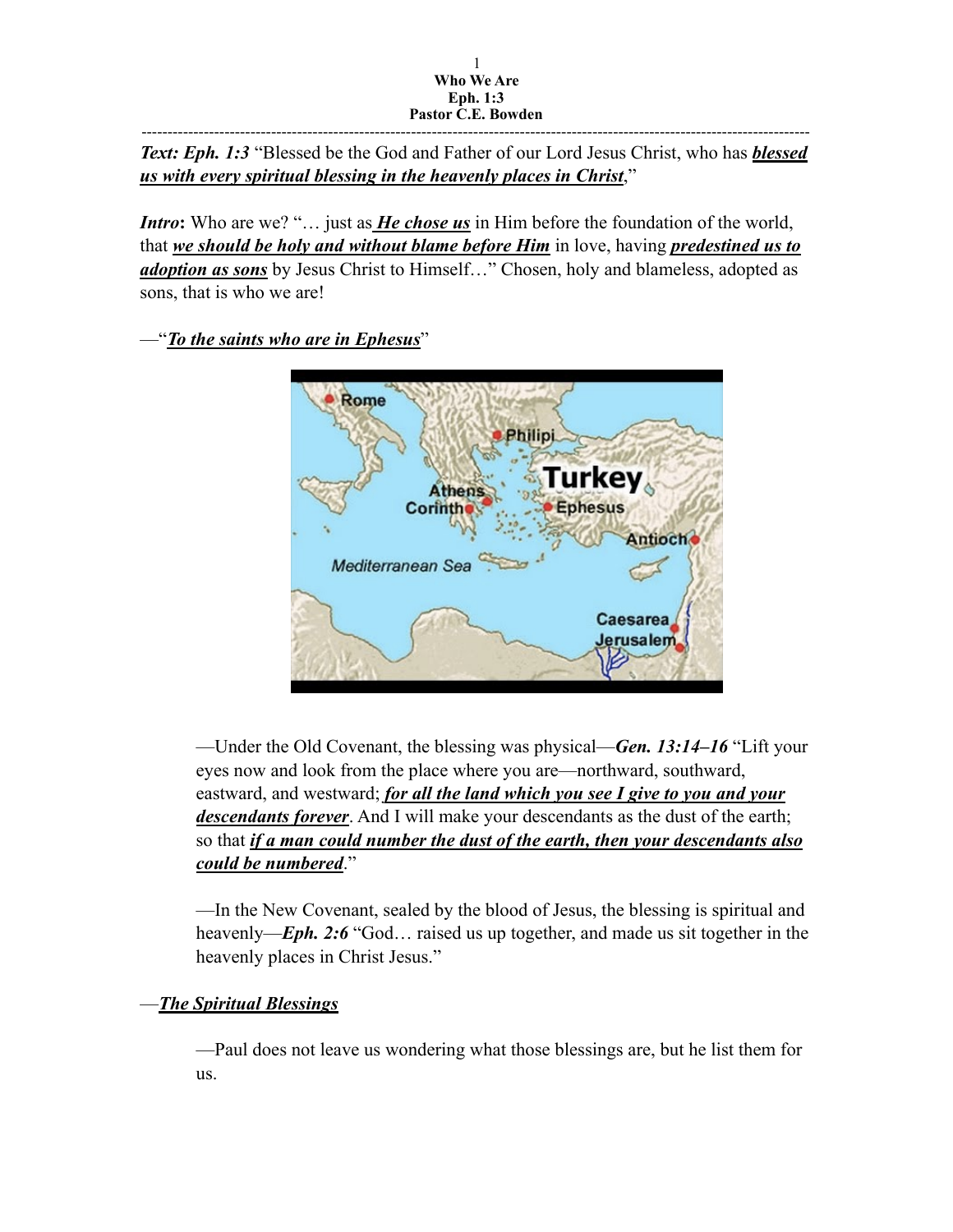# Who We Are
**Eph. 1:3**
**Pastor C.E. Bowden**

---

***Text: Eph. 1:3*** "Blessed be the God and Father of our Lord Jesus Christ, who has ***blessed us with every spiritual blessing in the heavenly places in Christ***,"

***Intro*:** Who are we? "… just as ***He chose us*** in Him before the foundation of the world, that ***we should be holy and without blame before Him*** in love, having ***predestined us to adoption as sons*** by Jesus Christ to Himself…" Chosen, holy and blameless, adopted as sons, that is who we are!

—"***To the saints who are in Ephesus***"

—Under the Old Covenant, the blessing was physical—***Gen. 13:14–16*** "Lift your eyes now and look from the place where you are—northward, southward, eastward, and westward; ***for all the land which you see I give to you and your descendants forever***. And I will make your descendants as the dust of the earth; so that ***if a man could number the dust of the earth, then your descendants also could be numbered***."

—In the New Covenant, sealed by the blood of Jesus, the blessing is spiritual and heavenly—***Eph. 2:6*** "God… raised us up together, and made us sit together in the heavenly places in Christ Jesus."

—***The Spiritual Blessings***

—Paul does not leave us wondering what those blessings are, but he list them for us.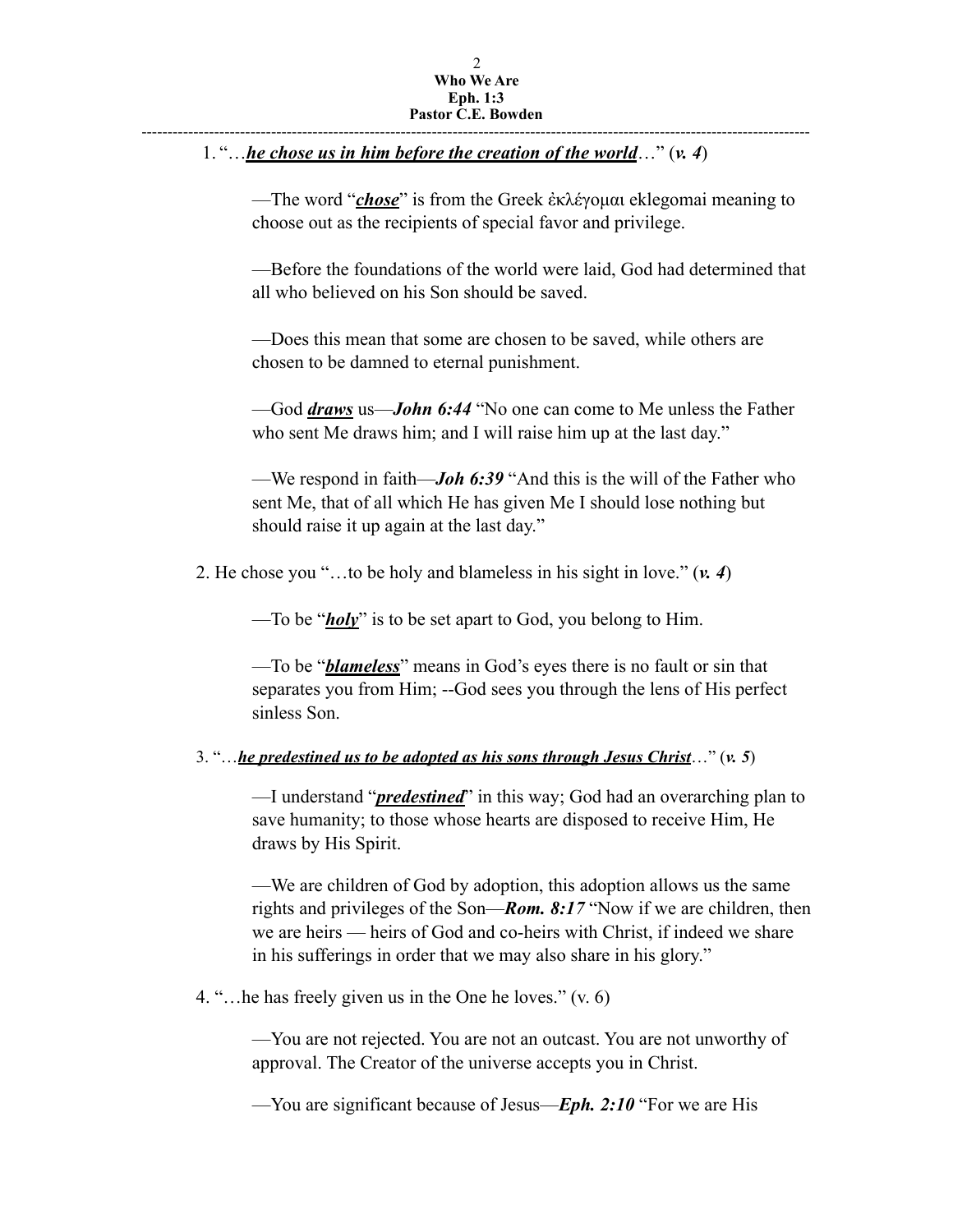1. "…***he chose us in him before the creation of the world***…" (***v. 4***)

    —The word "***chose***" is from the Greek ἐκλέγομαι eklegomai meaning to choose out as the recipients of special favor and privilege.

    —Before the foundations of the world were laid, God had determined that all who believed on his Son should be saved.

    —Does this mean that some are chosen to be saved, while others are chosen to be damned to eternal punishment.

    —God ***draws*** us—***John 6:44*** "No one can come to Me unless the Father who sent Me draws him; and I will raise him up at the last day."

    —We respond in faith—***Joh 6:39*** "And this is the will of the Father who sent Me, that of all which He has given Me I should lose nothing but should raise it up again at the last day."

2. He chose you "…to be holy and blameless in his sight in love." (***v. 4***)

    —To be "***holy***" is to be set apart to God, you belong to Him.

    —To be "***blameless***" means in God's eyes there is no fault or sin that separates you from Him; --God sees you through the lens of His perfect sinless Son.

3. "…***he predestined us to be adopted as his sons through Jesus Christ***…" (***v. 5***)

    —I understand "***predestined***" in this way; God had an overarching plan to save humanity; to those whose hearts are disposed to receive Him, He draws by His Spirit.

    —We are children of God by adoption, this adoption allows us the same rights and privileges of the Son—***Rom. 8:17*** "Now if we are children, then we are heirs — heirs of God and co-heirs with Christ, if indeed we share in his sufferings in order that we may also share in his glory."

4. "…he has freely given us in the One he loves." (v. 6)

    —You are not rejected. You are not an outcast. You are not unworthy of approval. The Creator of the universe accepts you in Christ.

    —You are significant because of Jesus—***Eph. 2:10*** "For we are His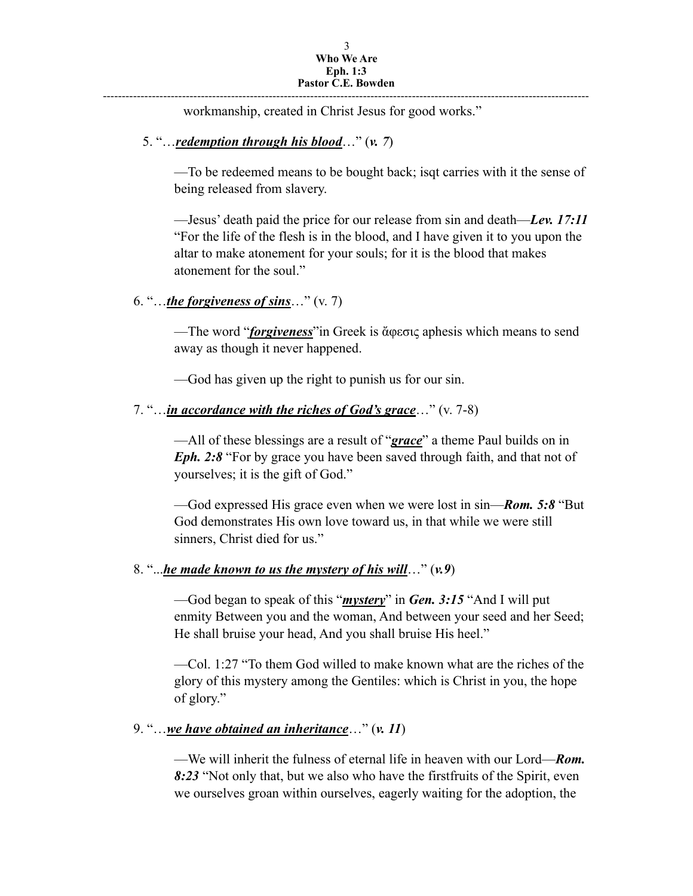workmanship, created in Christ Jesus for good works."

5. "…***redemption through his blood***…" (***v. 7***)

    —To be redeemed means to be bought back; isqt carries with it the sense of being released from slavery.

    —Jesus' death paid the price for our release from sin and death—***Lev. 17:11*** "For the life of the flesh is in the blood, and I have given it to you upon the altar to make atonement for your souls; for it is the blood that makes atonement for the soul."

6. "…***the forgiveness of sins***…" (v. 7)

    —The word "***forgiveness***"in Greek is ἄφεσις aphesis which means to send away as though it never happened.

    —God has given up the right to punish us for our sin.

7. "…***in accordance with the riches of God's grace***…" (v. 7-8)

    —All of these blessings are a result of "***grace***" a theme Paul builds on in ***Eph. 2:8*** "For by grace you have been saved through faith, and that not of yourselves; it is the gift of God."

    —God expressed His grace even when we were lost in sin—***Rom. 5:8*** "But God demonstrates His own love toward us, in that while we were still sinners, Christ died for us."

8. "...***he made known to us the mystery of his will***…" (***v.9***)

    —God began to speak of this "***mystery***" in ***Gen. 3:15*** "And I will put enmity Between you and the woman, And between your seed and her Seed; He shall bruise your head, And you shall bruise His heel."

    —Col. 1:27 "To them God willed to make known what are the riches of the glory of this mystery among the Gentiles: which is Christ in you, the hope of glory."

9. "…***we have obtained an inheritance***…" (***v. 11***)

    —We will inherit the fulness of eternal life in heaven with our Lord—***Rom. 8:23*** "Not only that, but we also who have the firstfruits of the Spirit, even we ourselves groan within ourselves, eagerly waiting for the adoption, the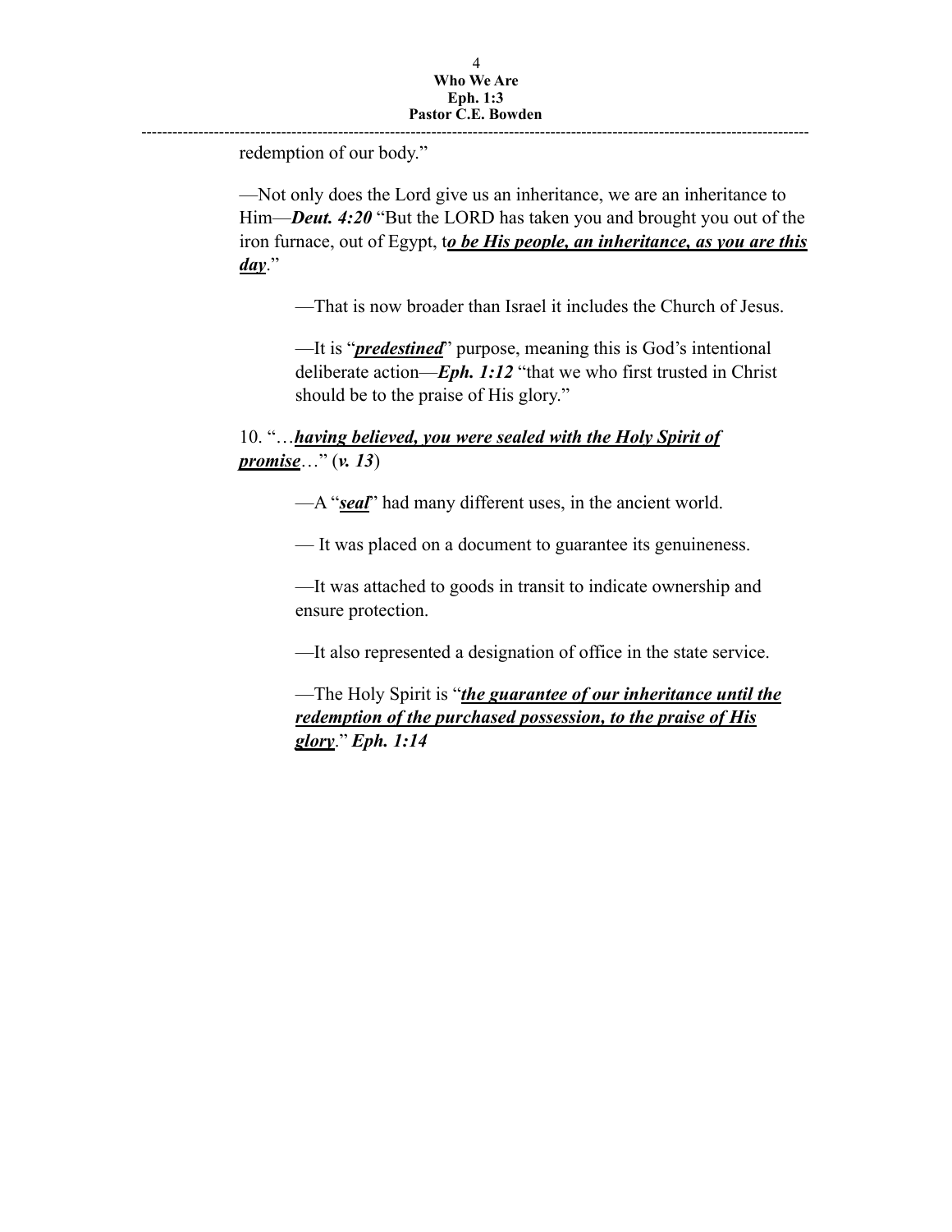redemption of our body."

—Not only does the Lord give us an inheritance, we are an inheritance to Him—***Deut. 4:20*** "But the LORD has taken you and brought you out of the iron furnace, out of Egypt, t***o be His people, an inheritance, as you are this day***."

—That is now broader than Israel it includes the Church of Jesus.

—It is "***predestined***" purpose, meaning this is God's intentional deliberate action—***Eph. 1:12*** "that we who first trusted in Christ should be to the praise of His glory."

10. "…***having believed, you were sealed with the Holy Spirit of promise***…" (***v. 13***)

—A "***seal***" had many different uses, in the ancient world.

— It was placed on a document to guarantee its genuineness.

—It was attached to goods in transit to indicate ownership and ensure protection.

—It also represented a designation of office in the state service.

—The Holy Spirit is "***the guarantee of our inheritance until the redemption of the purchased possession, to the praise of His glory***." ***Eph. 1:14***